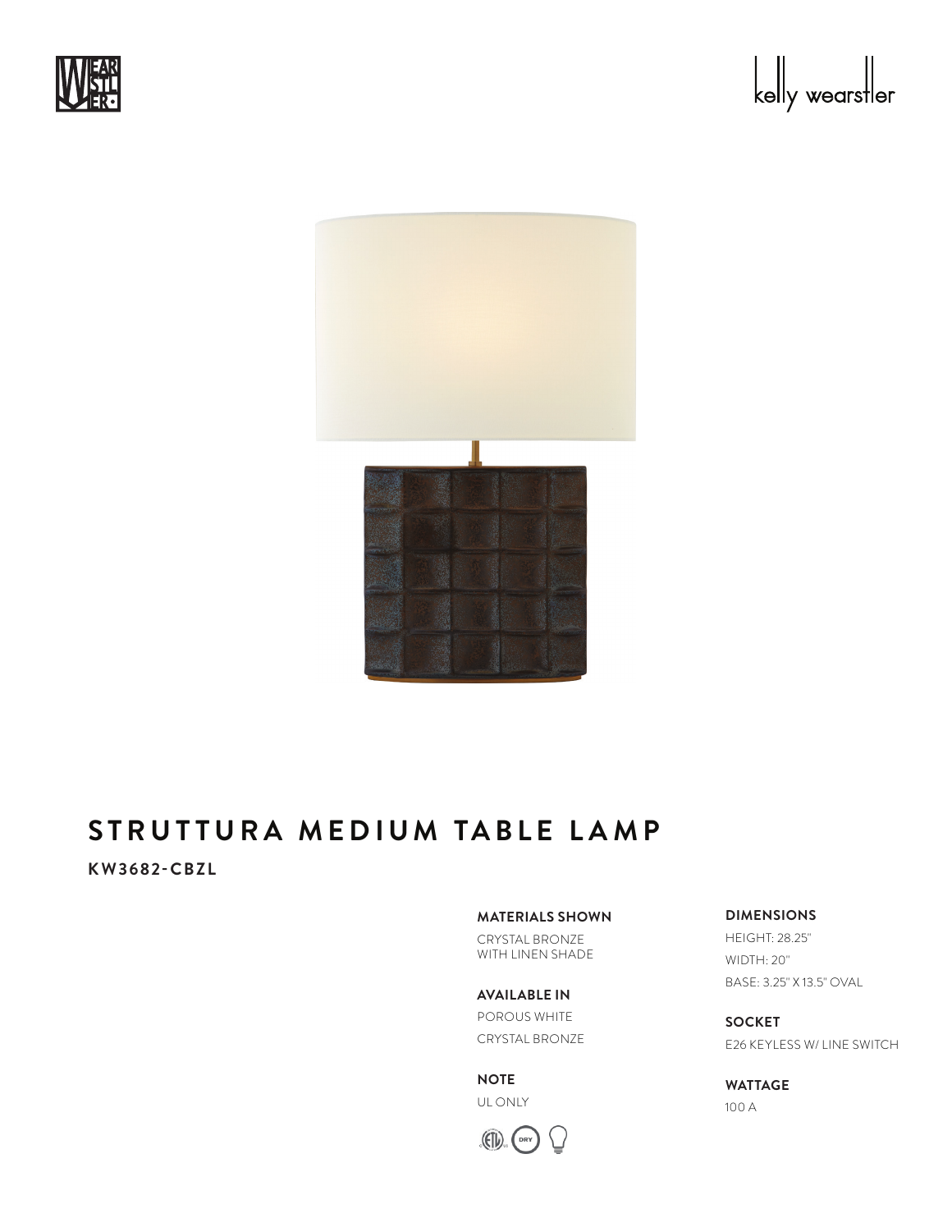# STRUTTURA MEDIUM TABLE LAMP

**KW3682-CBZL**

**MATERIALS SHOWN**

CRYSTAL BRONZE
WITH LINEN SHADE

**AVAILABLE IN**

POROUS WHITE

CRYSTAL BRONZE

**NOTE**

UL ONLY

**DIMENSIONS**

HEIGHT: 28.25"

WIDTH: 20"

BASE: 3.25" X 13.5" OVAL

**SOCKET**

E26 KEYLESS W/ LINE SWITCH

**WATTAGE**

100 A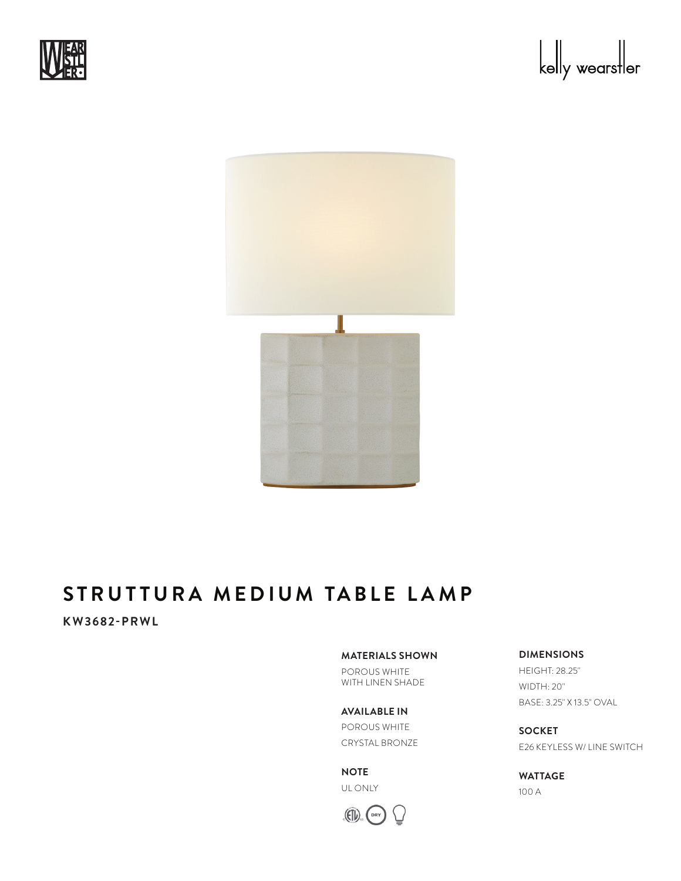# STRUTTURA MEDIUM TABLE LAMP

**KW3682-PRWL**

**MATERIALS SHOWN**

POROUS WHITE
WITH LINEN SHADE

**AVAILABLE IN**

POROUS WHITE

CRYSTAL BRONZE

**NOTE**

UL ONLY

**DIMENSIONS**

HEIGHT: 28.25"

WIDTH: 20"

BASE: 3.25" X 13.5" OVAL

**SOCKET**

E26 KEYLESS W/ LINE SWITCH

**WATTAGE**

100 A